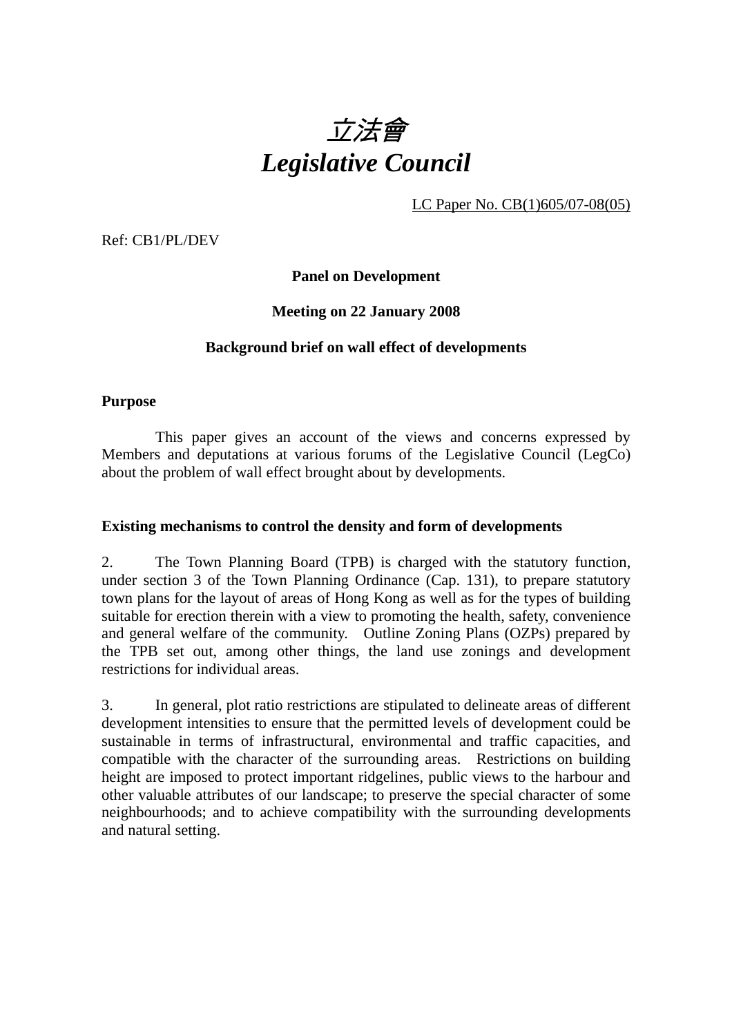# *立法會*
# *Legislative Council*

LC Paper No. CB(1)605/07-08(05)

Ref: CB1/PL/DEV

**Panel on Development**

**Meeting on 22 January 2008**

**Background brief on wall effect of developments**

**Purpose**

This paper gives an account of the views and concerns expressed by Members and deputations at various forums of the Legislative Council (LegCo) about the problem of wall effect brought about by developments.

**Existing mechanisms to control the density and form of developments**

2. The Town Planning Board (TPB) is charged with the statutory function, under section 3 of the Town Planning Ordinance (Cap. 131), to prepare statutory town plans for the layout of areas of Hong Kong as well as for the types of building suitable for erection therein with a view to promoting the health, safety, convenience and general welfare of the community. Outline Zoning Plans (OZPs) prepared by the TPB set out, among other things, the land use zonings and development restrictions for individual areas.

3. In general, plot ratio restrictions are stipulated to delineate areas of different development intensities to ensure that the permitted levels of development could be sustainable in terms of infrastructural, environmental and traffic capacities, and compatible with the character of the surrounding areas. Restrictions on building height are imposed to protect important ridgelines, public views to the harbour and other valuable attributes of our landscape; to preserve the special character of some neighbourhoods; and to achieve compatibility with the surrounding developments and natural setting.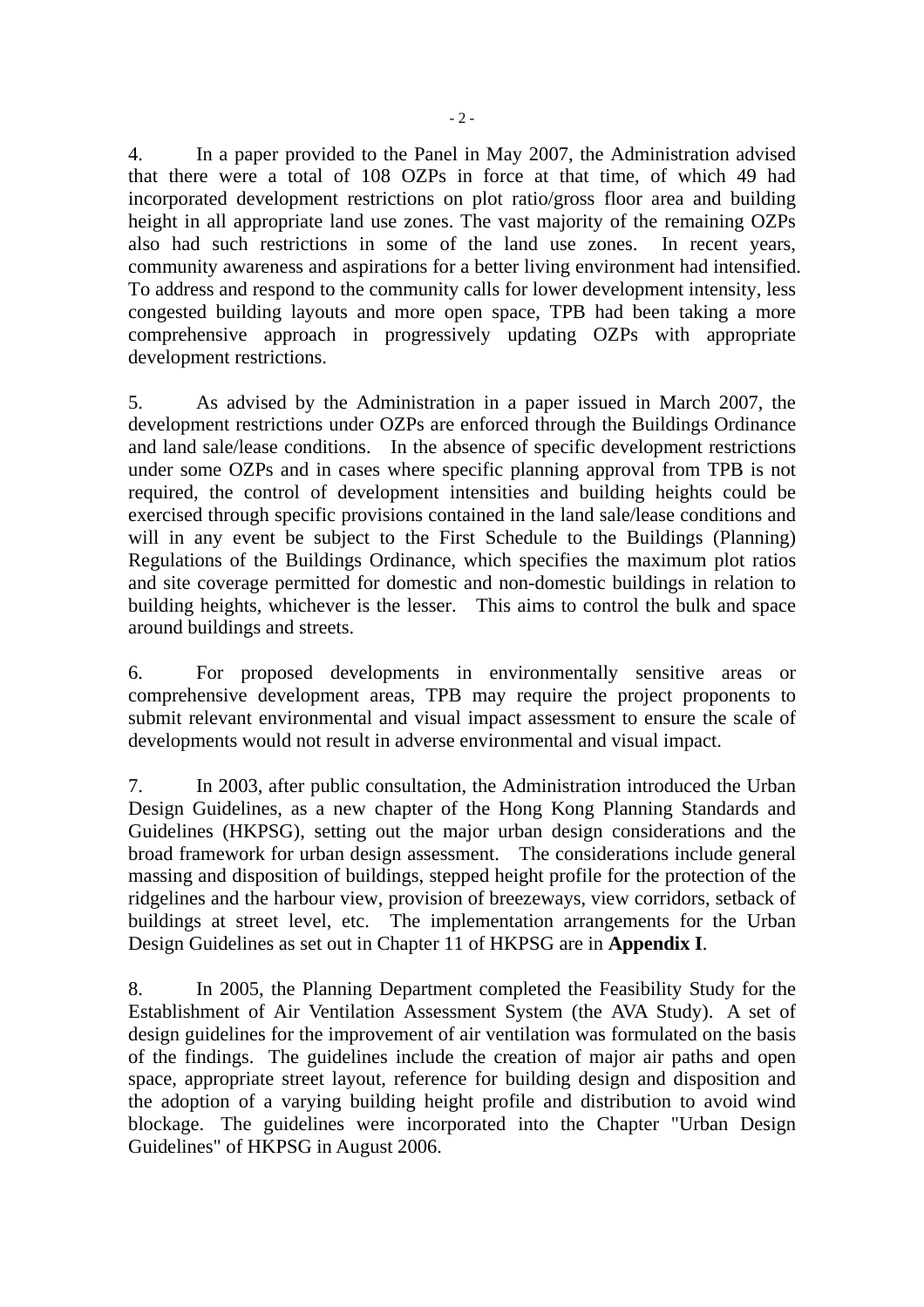4. In a paper provided to the Panel in May 2007, the Administration advised that there were a total of 108 OZPs in force at that time, of which 49 had incorporated development restrictions on plot ratio/gross floor area and building height in all appropriate land use zones. The vast majority of the remaining OZPs also had such restrictions in some of the land use zones. In recent years, community awareness and aspirations for a better living environment had intensified. To address and respond to the community calls for lower development intensity, less congested building layouts and more open space, TPB had been taking a more comprehensive approach in progressively updating OZPs with appropriate development restrictions.

5. As advised by the Administration in a paper issued in March 2007, the development restrictions under OZPs are enforced through the Buildings Ordinance and land sale/lease conditions. In the absence of specific development restrictions under some OZPs and in cases where specific planning approval from TPB is not required, the control of development intensities and building heights could be exercised through specific provisions contained in the land sale/lease conditions and will in any event be subject to the First Schedule to the Buildings (Planning) Regulations of the Buildings Ordinance, which specifies the maximum plot ratios and site coverage permitted for domestic and non-domestic buildings in relation to building heights, whichever is the lesser. This aims to control the bulk and space around buildings and streets.

6. For proposed developments in environmentally sensitive areas or comprehensive development areas, TPB may require the project proponents to submit relevant environmental and visual impact assessment to ensure the scale of developments would not result in adverse environmental and visual impact.

7. In 2003, after public consultation, the Administration introduced the Urban Design Guidelines, as a new chapter of the Hong Kong Planning Standards and Guidelines (HKPSG), setting out the major urban design considerations and the broad framework for urban design assessment. The considerations include general massing and disposition of buildings, stepped height profile for the protection of the ridgelines and the harbour view, provision of breezeways, view corridors, setback of buildings at street level, etc. The implementation arrangements for the Urban Design Guidelines as set out in Chapter 11 of HKPSG are in **Appendix I**.

8. In 2005, the Planning Department completed the Feasibility Study for the Establishment of Air Ventilation Assessment System (the AVA Study). A set of design guidelines for the improvement of air ventilation was formulated on the basis of the findings. The guidelines include the creation of major air paths and open space, appropriate street layout, reference for building design and disposition and the adoption of a varying building height profile and distribution to avoid wind blockage. The guidelines were incorporated into the Chapter "Urban Design Guidelines" of HKPSG in August 2006.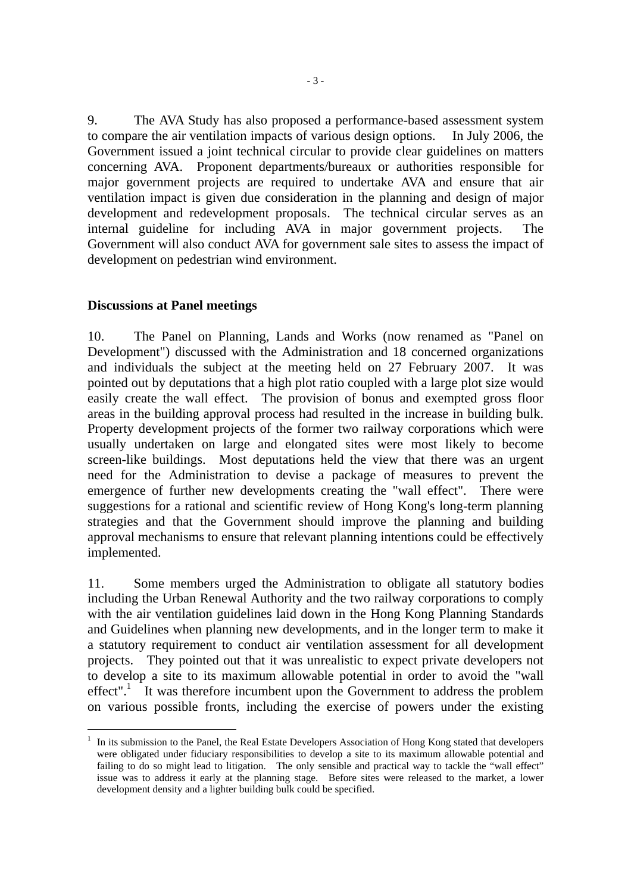9. The AVA Study has also proposed a performance-based assessment system to compare the air ventilation impacts of various design options. In July 2006, the Government issued a joint technical circular to provide clear guidelines on matters concerning AVA. Proponent departments/bureaux or authorities responsible for major government projects are required to undertake AVA and ensure that air ventilation impact is given due consideration in the planning and design of major development and redevelopment proposals. The technical circular serves as an internal guideline for including AVA in major government projects. The Government will also conduct AVA for government sale sites to assess the impact of development on pedestrian wind environment.

**Discussions at Panel meetings**

10. The Panel on Planning, Lands and Works (now renamed as "Panel on Development") discussed with the Administration and 18 concerned organizations and individuals the subject at the meeting held on 27 February 2007. It was pointed out by deputations that a high plot ratio coupled with a large plot size would easily create the wall effect. The provision of bonus and exempted gross floor areas in the building approval process had resulted in the increase in building bulk. Property development projects of the former two railway corporations which were usually undertaken on large and elongated sites were most likely to become screen-like buildings. Most deputations held the view that there was an urgent need for the Administration to devise a package of measures to prevent the emergence of further new developments creating the "wall effect". There were suggestions for a rational and scientific review of Hong Kong's long-term planning strategies and that the Government should improve the planning and building approval mechanisms to ensure that relevant planning intentions could be effectively implemented.

11. Some members urged the Administration to obligate all statutory bodies including the Urban Renewal Authority and the two railway corporations to comply with the air ventilation guidelines laid down in the Hong Kong Planning Standards and Guidelines when planning new developments, and in the longer term to make it a statutory requirement to conduct air ventilation assessment for all development projects. They pointed out that it was unrealistic to expect private developers not to develop a site to its maximum allowable potential in order to avoid the "wall effect".[1] It was therefore incumbent upon the Government to address the problem on various possible fronts, including the exercise of powers under the existing

[1] In its submission to the Panel, the Real Estate Developers Association of Hong Kong stated that developers were obligated under fiduciary responsibilities to develop a site to its maximum allowable potential and failing to do so might lead to litigation. The only sensible and practical way to tackle the "wall effect" issue was to address it early at the planning stage. Before sites were released to the market, a lower development density and a lighter building bulk could be specified.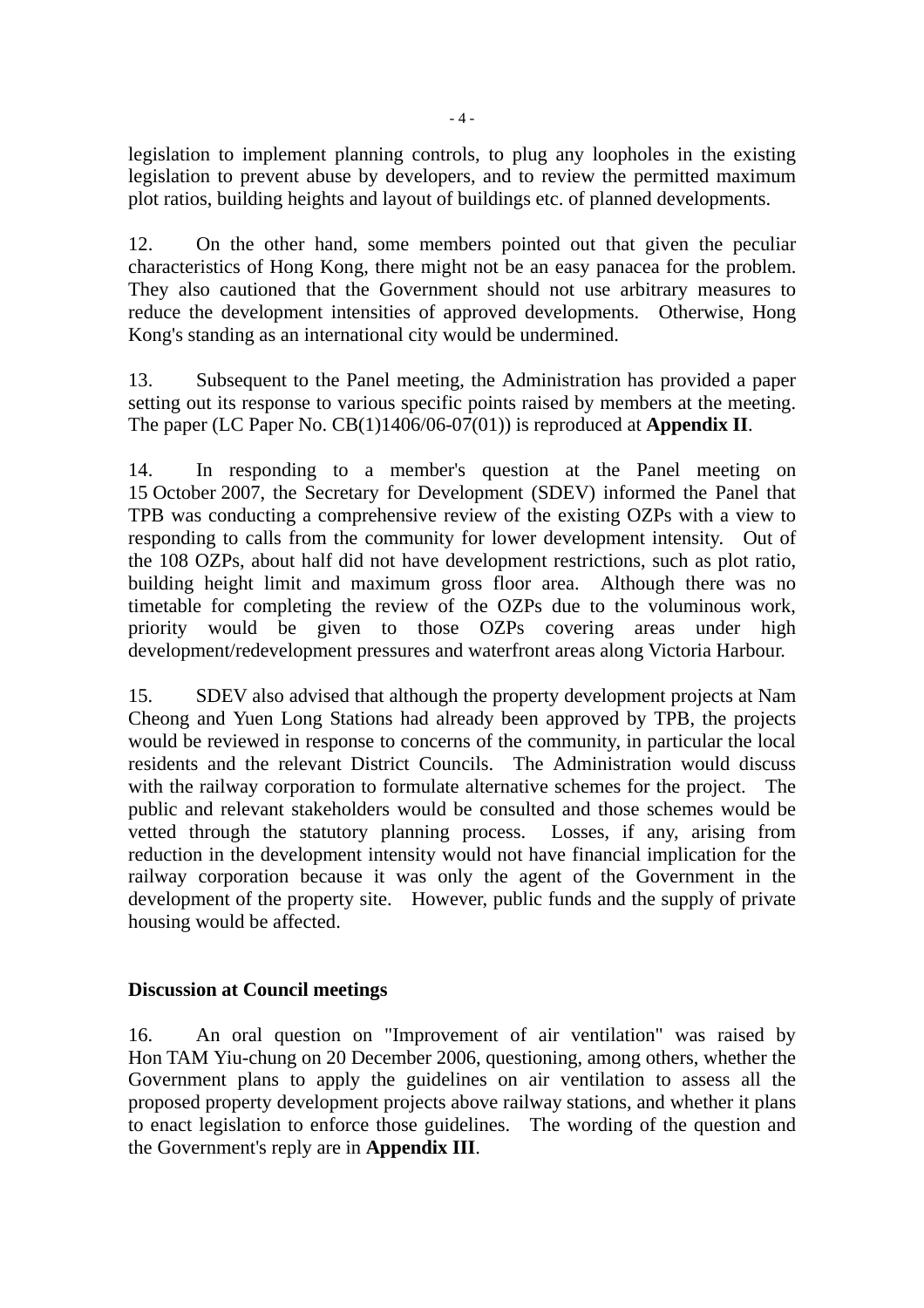legislation to implement planning controls, to plug any loopholes in the existing legislation to prevent abuse by developers, and to review the permitted maximum plot ratios, building heights and layout of buildings etc. of planned developments.

12. On the other hand, some members pointed out that given the peculiar characteristics of Hong Kong, there might not be an easy panacea for the problem. They also cautioned that the Government should not use arbitrary measures to reduce the development intensities of approved developments. Otherwise, Hong Kong's standing as an international city would be undermined.

13. Subsequent to the Panel meeting, the Administration has provided a paper setting out its response to various specific points raised by members at the meeting. The paper (LC Paper No. CB(1)1406/06-07(01)) is reproduced at **Appendix II**.

14. In responding to a member's question at the Panel meeting on 15 October 2007, the Secretary for Development (SDEV) informed the Panel that TPB was conducting a comprehensive review of the existing OZPs with a view to responding to calls from the community for lower development intensity. Out of the 108 OZPs, about half did not have development restrictions, such as plot ratio, building height limit and maximum gross floor area. Although there was no timetable for completing the review of the OZPs due to the voluminous work, priority would be given to those OZPs covering areas under high development/redevelopment pressures and waterfront areas along Victoria Harbour.

15. SDEV also advised that although the property development projects at Nam Cheong and Yuen Long Stations had already been approved by TPB, the projects would be reviewed in response to concerns of the community, in particular the local residents and the relevant District Councils. The Administration would discuss with the railway corporation to formulate alternative schemes for the project. The public and relevant stakeholders would be consulted and those schemes would be vetted through the statutory planning process. Losses, if any, arising from reduction in the development intensity would not have financial implication for the railway corporation because it was only the agent of the Government in the development of the property site. However, public funds and the supply of private housing would be affected.

## Discussion at Council meetings

16. An oral question on "Improvement of air ventilation" was raised by Hon TAM Yiu-chung on 20 December 2006, questioning, among others, whether the Government plans to apply the guidelines on air ventilation to assess all the proposed property development projects above railway stations, and whether it plans to enact legislation to enforce those guidelines. The wording of the question and the Government's reply are in **Appendix III**.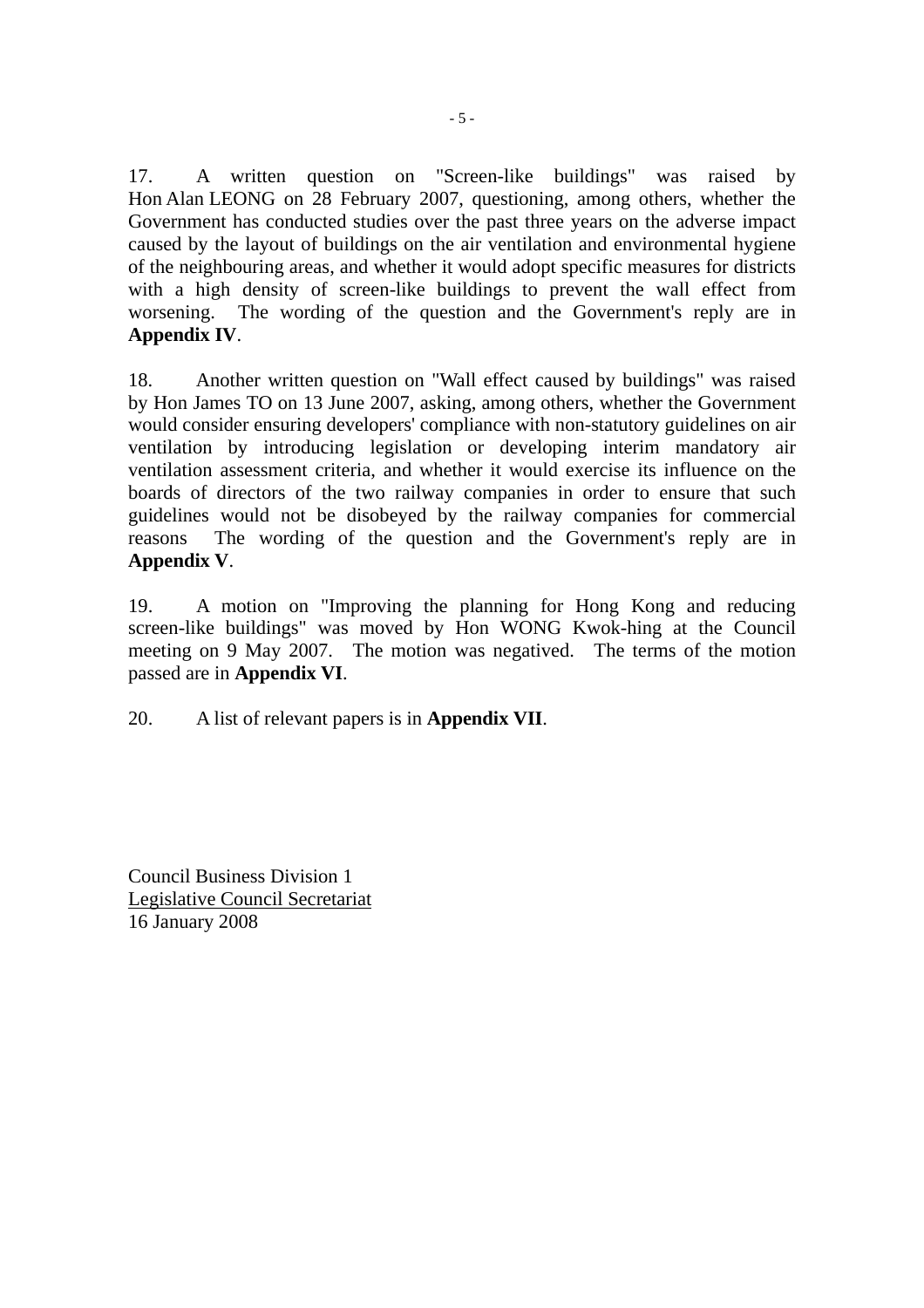17. A written question on "Screen-like buildings" was raised by Hon Alan LEONG on 28 February 2007, questioning, among others, whether the Government has conducted studies over the past three years on the adverse impact caused by the layout of buildings on the air ventilation and environmental hygiene of the neighbouring areas, and whether it would adopt specific measures for districts with a high density of screen-like buildings to prevent the wall effect from worsening. The wording of the question and the Government's reply are in **Appendix IV**.

18. Another written question on "Wall effect caused by buildings" was raised by Hon James TO on 13 June 2007, asking, among others, whether the Government would consider ensuring developers' compliance with non-statutory guidelines on air ventilation by introducing legislation or developing interim mandatory air ventilation assessment criteria, and whether it would exercise its influence on the boards of directors of the two railway companies in order to ensure that such guidelines would not be disobeyed by the railway companies for commercial reasons The wording of the question and the Government's reply are in **Appendix V**.

19. A motion on "Improving the planning for Hong Kong and reducing screen-like buildings" was moved by Hon WONG Kwok-hing at the Council meeting on 9 May 2007. The motion was negatived. The terms of the motion passed are in **Appendix VI**.

20. A list of relevant papers is in **Appendix VII**.

Council Business Division 1
Legislative Council Secretariat
16 January 2008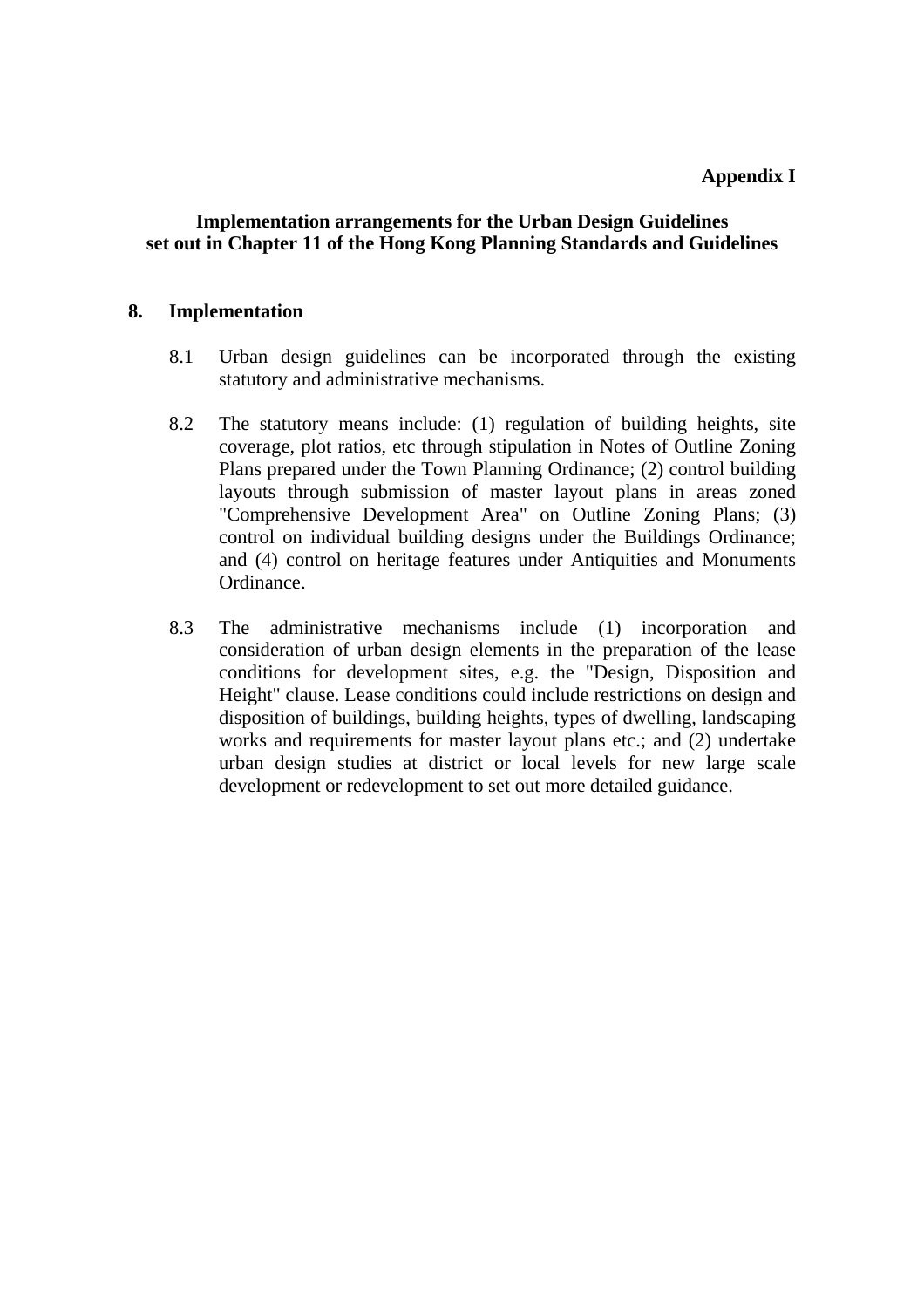**Appendix I**

## Implementation arrangements for the Urban Design Guidelines set out in Chapter 11 of the Hong Kong Planning Standards and Guidelines

### 8. Implementation

8.1 Urban design guidelines can be incorporated through the existing statutory and administrative mechanisms.

8.2 The statutory means include: (1) regulation of building heights, site coverage, plot ratios, etc through stipulation in Notes of Outline Zoning Plans prepared under the Town Planning Ordinance; (2) control building layouts through submission of master layout plans in areas zoned "Comprehensive Development Area" on Outline Zoning Plans; (3) control on individual building designs under the Buildings Ordinance; and (4) control on heritage features under Antiquities and Monuments Ordinance.

8.3 The administrative mechanisms include (1) incorporation and consideration of urban design elements in the preparation of the lease conditions for development sites, e.g. the "Design, Disposition and Height" clause. Lease conditions could include restrictions on design and disposition of buildings, building heights, types of dwelling, landscaping works and requirements for master layout plans etc.; and (2) undertake urban design studies at district or local levels for new large scale development or redevelopment to set out more detailed guidance.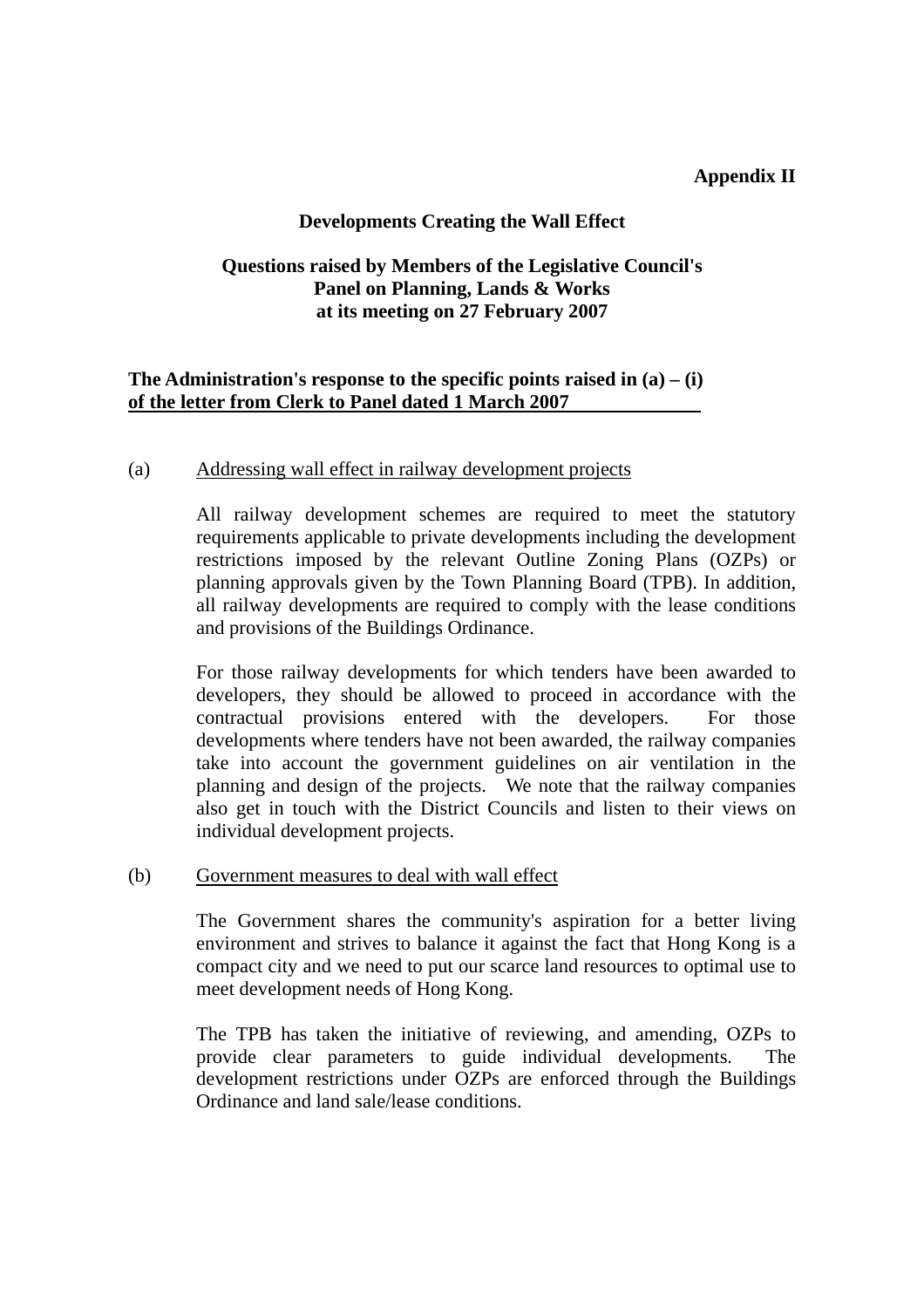**Appendix II**

**Developments Creating the Wall Effect**

**Questions raised by Members of the Legislative Council's Panel on Planning, Lands & Works at its meeting on 27 February 2007**

**<u>The Administration's response to the specific points raised in (a) – (i) of the letter from Clerk to Panel dated 1 March 2007</u>**

(a) <u>Addressing wall effect in railway development projects</u>

All railway development schemes are required to meet the statutory requirements applicable to private developments including the development restrictions imposed by the relevant Outline Zoning Plans (OZPs) or planning approvals given by the Town Planning Board (TPB). In addition, all railway developments are required to comply with the lease conditions and provisions of the Buildings Ordinance.

For those railway developments for which tenders have been awarded to developers, they should be allowed to proceed in accordance with the contractual provisions entered with the developers. For those developments where tenders have not been awarded, the railway companies take into account the government guidelines on air ventilation in the planning and design of the projects. We note that the railway companies also get in touch with the District Councils and listen to their views on individual development projects.

(b) <u>Government measures to deal with wall effect</u>

The Government shares the community's aspiration for a better living environment and strives to balance it against the fact that Hong Kong is a compact city and we need to put our scarce land resources to optimal use to meet development needs of Hong Kong.

The TPB has taken the initiative of reviewing, and amending, OZPs to provide clear parameters to guide individual developments. The development restrictions under OZPs are enforced through the Buildings Ordinance and land sale/lease conditions.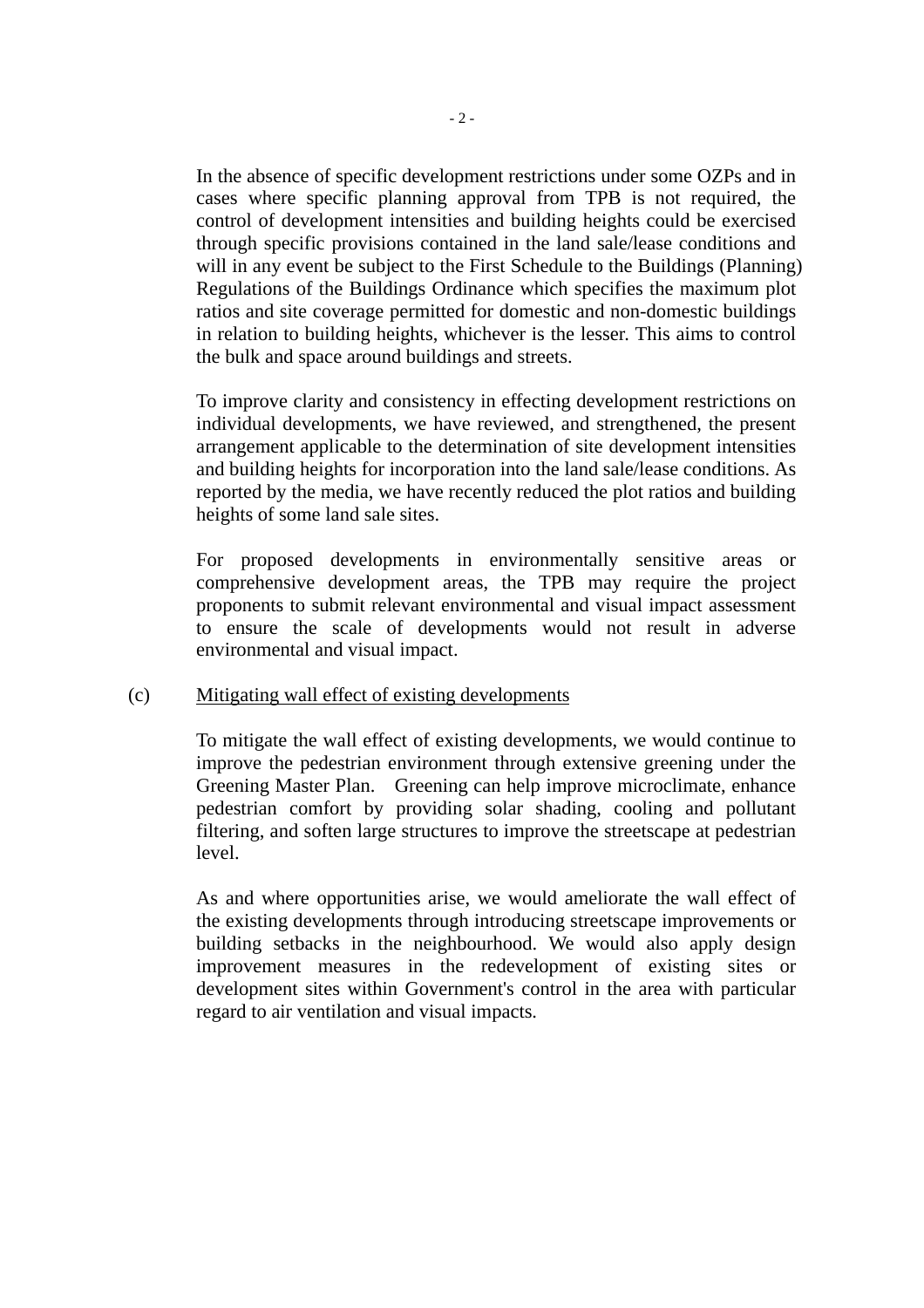In the absence of specific development restrictions under some OZPs and in cases where specific planning approval from TPB is not required, the control of development intensities and building heights could be exercised through specific provisions contained in the land sale/lease conditions and will in any event be subject to the First Schedule to the Buildings (Planning) Regulations of the Buildings Ordinance which specifies the maximum plot ratios and site coverage permitted for domestic and non-domestic buildings in relation to building heights, whichever is the lesser. This aims to control the bulk and space around buildings and streets.

To improve clarity and consistency in effecting development restrictions on individual developments, we have reviewed, and strengthened, the present arrangement applicable to the determination of site development intensities and building heights for incorporation into the land sale/lease conditions. As reported by the media, we have recently reduced the plot ratios and building heights of some land sale sites.

For proposed developments in environmentally sensitive areas or comprehensive development areas, the TPB may require the project proponents to submit relevant environmental and visual impact assessment to ensure the scale of developments would not result in adverse environmental and visual impact.

(c) <u>Mitigating wall effect of existing developments</u>

To mitigate the wall effect of existing developments, we would continue to improve the pedestrian environment through extensive greening under the Greening Master Plan. Greening can help improve microclimate, enhance pedestrian comfort by providing solar shading, cooling and pollutant filtering, and soften large structures to improve the streetscape at pedestrian level.

As and where opportunities arise, we would ameliorate the wall effect of the existing developments through introducing streetscape improvements or building setbacks in the neighbourhood. We would also apply design improvement measures in the redevelopment of existing sites or development sites within Government's control in the area with particular regard to air ventilation and visual impacts.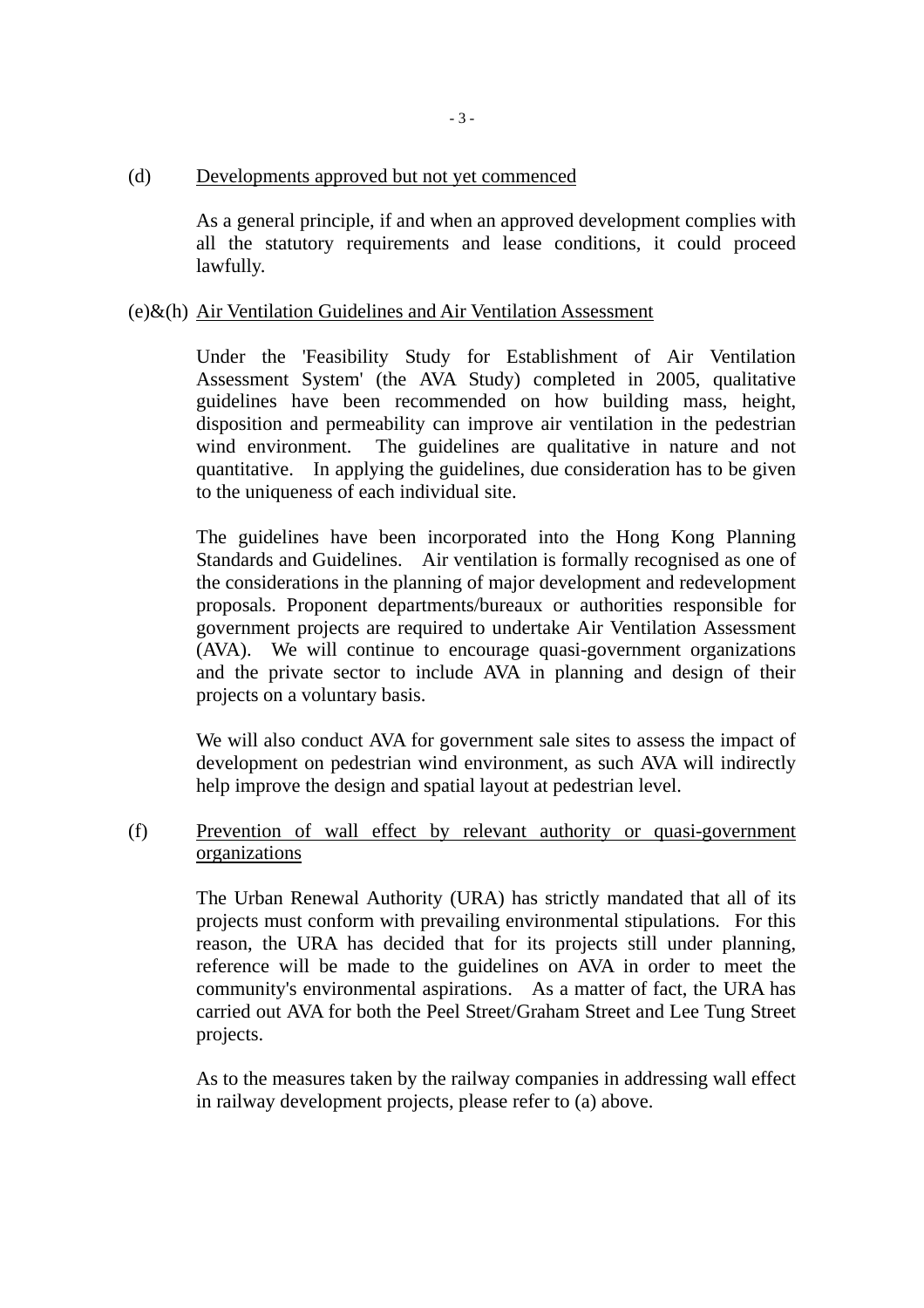(d) <u>Developments approved but not yet commenced</u>

As a general principle, if and when an approved development complies with all the statutory requirements and lease conditions, it could proceed lawfully.

(e)&(h) <u>Air Ventilation Guidelines and Air Ventilation Assessment</u>

Under the 'Feasibility Study for Establishment of Air Ventilation Assessment System' (the AVA Study) completed in 2005, qualitative guidelines have been recommended on how building mass, height, disposition and permeability can improve air ventilation in the pedestrian wind environment. The guidelines are qualitative in nature and not quantitative. In applying the guidelines, due consideration has to be given to the uniqueness of each individual site.

The guidelines have been incorporated into the Hong Kong Planning Standards and Guidelines. Air ventilation is formally recognised as one of the considerations in the planning of major development and redevelopment proposals. Proponent departments/bureaux or authorities responsible for government projects are required to undertake Air Ventilation Assessment (AVA). We will continue to encourage quasi-government organizations and the private sector to include AVA in planning and design of their projects on a voluntary basis.

We will also conduct AVA for government sale sites to assess the impact of development on pedestrian wind environment, as such AVA will indirectly help improve the design and spatial layout at pedestrian level.

(f) <u>Prevention of wall effect by relevant authority or quasi-government organizations</u>

The Urban Renewal Authority (URA) has strictly mandated that all of its projects must conform with prevailing environmental stipulations. For this reason, the URA has decided that for its projects still under planning, reference will be made to the guidelines on AVA in order to meet the community's environmental aspirations. As a matter of fact, the URA has carried out AVA for both the Peel Street/Graham Street and Lee Tung Street projects.

As to the measures taken by the railway companies in addressing wall effect in railway development projects, please refer to (a) above.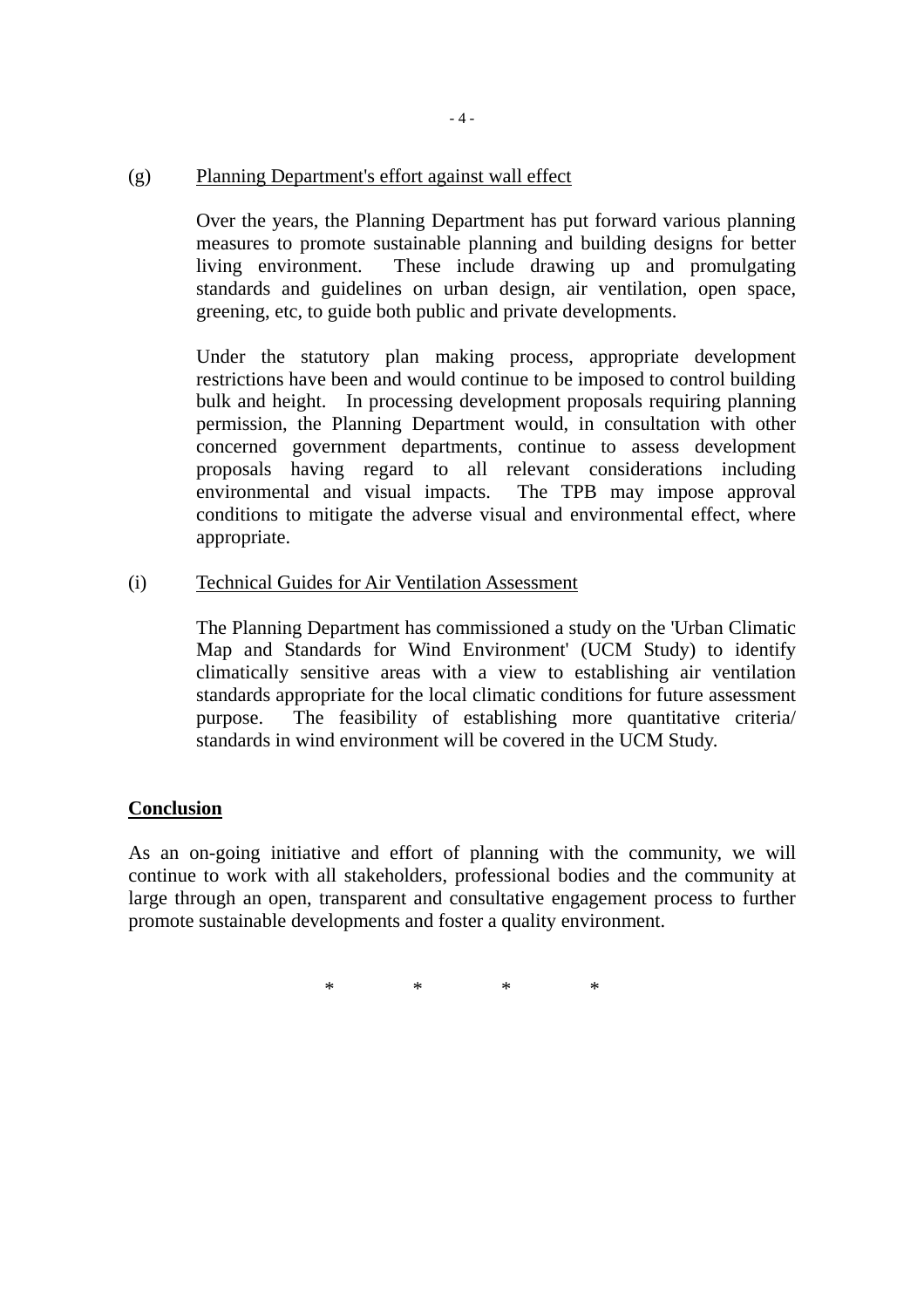(g) Planning Department's effort against wall effect

Over the years, the Planning Department has put forward various planning measures to promote sustainable planning and building designs for better living environment. These include drawing up and promulgating standards and guidelines on urban design, air ventilation, open space, greening, etc, to guide both public and private developments.

Under the statutory plan making process, appropriate development restrictions have been and would continue to be imposed to control building bulk and height. In processing development proposals requiring planning permission, the Planning Department would, in consultation with other concerned government departments, continue to assess development proposals having regard to all relevant considerations including environmental and visual impacts. The TPB may impose approval conditions to mitigate the adverse visual and environmental effect, where appropriate.

(i) Technical Guides for Air Ventilation Assessment

The Planning Department has commissioned a study on the 'Urban Climatic Map and Standards for Wind Environment' (UCM Study) to identify climatically sensitive areas with a view to establishing air ventilation standards appropriate for the local climatic conditions for future assessment purpose. The feasibility of establishing more quantitative criteria/ standards in wind environment will be covered in the UCM Study.

**Conclusion**

As an on-going initiative and effort of planning with the community, we will continue to work with all stakeholders, professional bodies and the community at large through an open, transparent and consultative engagement process to further promote sustainable developments and foster a quality environment.

\* \* \* \*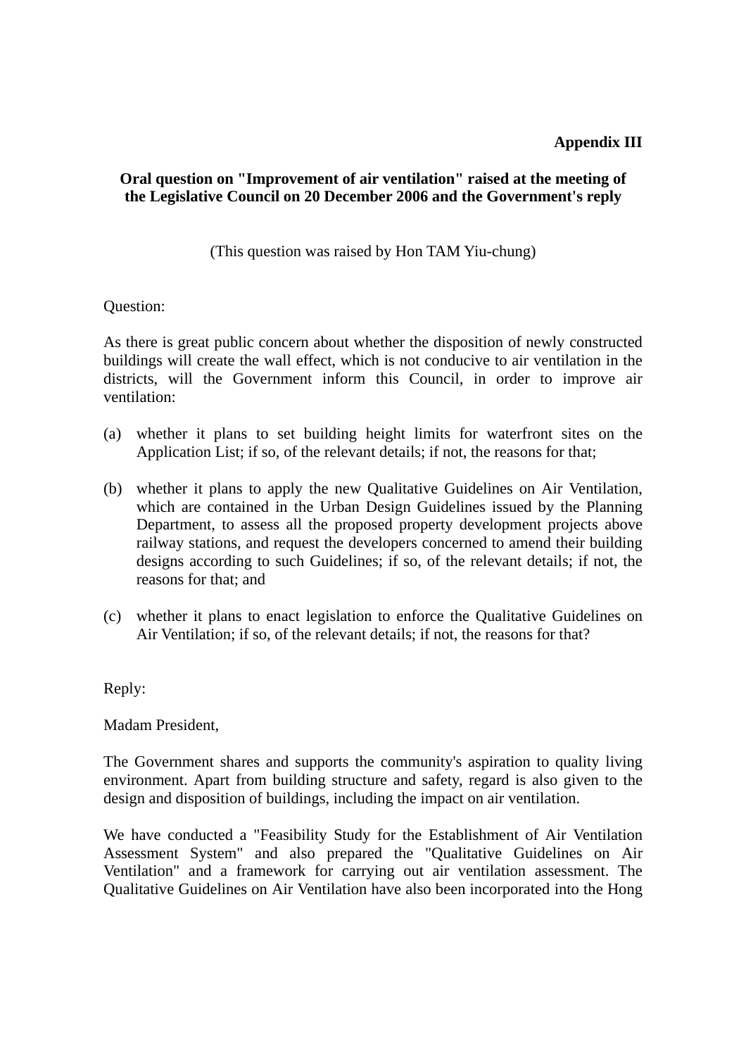**Appendix III**

**Oral question on "Improvement of air ventilation" raised at the meeting of the Legislative Council on 20 December 2006 and the Government's reply**

(This question was raised by Hon TAM Yiu-chung)

Question:

As there is great public concern about whether the disposition of newly constructed buildings will create the wall effect, which is not conducive to air ventilation in the districts, will the Government inform this Council, in order to improve air ventilation:

(a) whether it plans to set building height limits for waterfront sites on the Application List; if so, of the relevant details; if not, the reasons for that;

(b) whether it plans to apply the new Qualitative Guidelines on Air Ventilation, which are contained in the Urban Design Guidelines issued by the Planning Department, to assess all the proposed property development projects above railway stations, and request the developers concerned to amend their building designs according to such Guidelines; if so, of the relevant details; if not, the reasons for that; and

(c) whether it plans to enact legislation to enforce the Qualitative Guidelines on Air Ventilation; if so, of the relevant details; if not, the reasons for that?

Reply:

Madam President,

The Government shares and supports the community's aspiration to quality living environment. Apart from building structure and safety, regard is also given to the design and disposition of buildings, including the impact on air ventilation.

We have conducted a "Feasibility Study for the Establishment of Air Ventilation Assessment System" and also prepared the "Qualitative Guidelines on Air Ventilation" and a framework for carrying out air ventilation assessment. The Qualitative Guidelines on Air Ventilation have also been incorporated into the Hong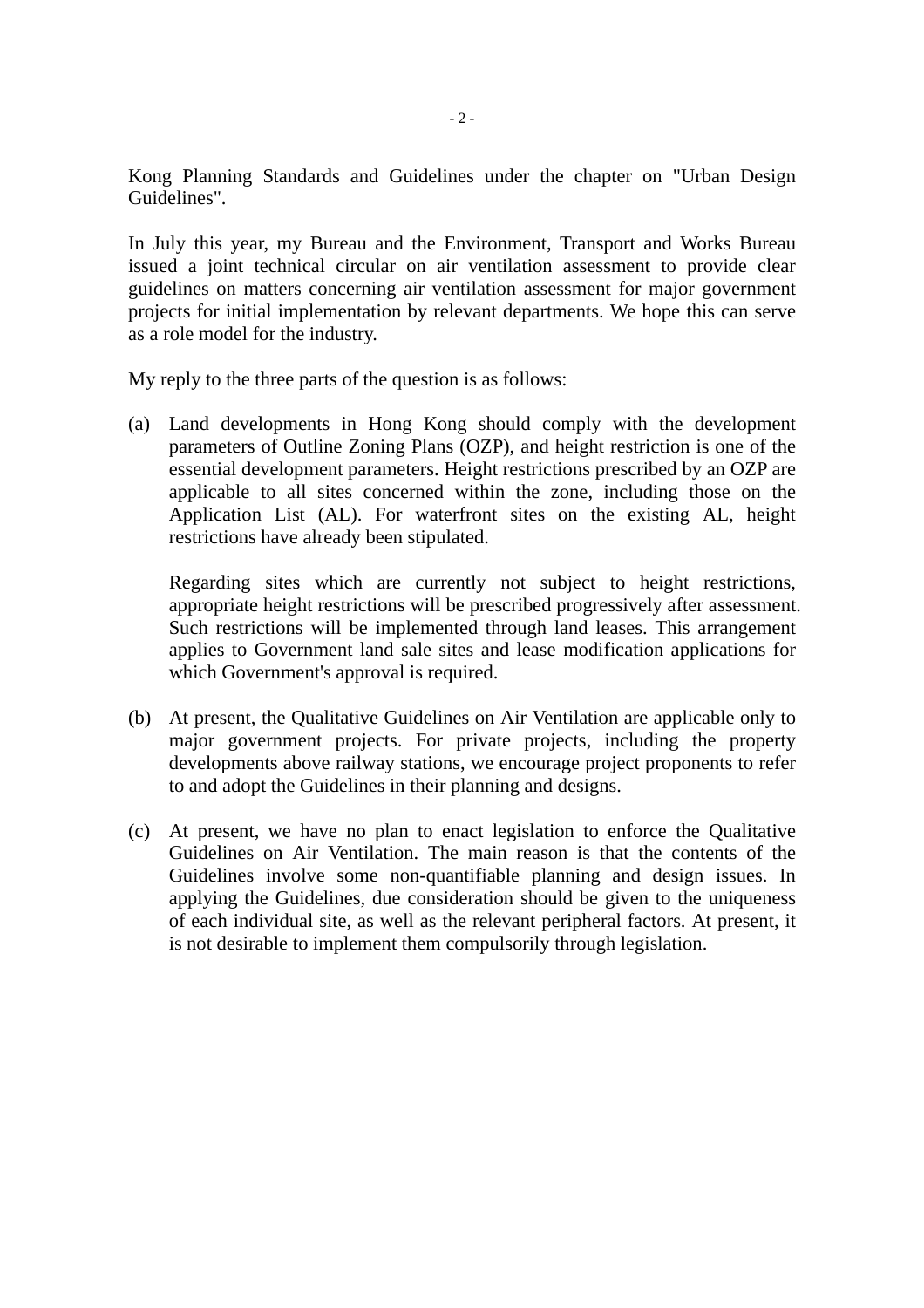Kong Planning Standards and Guidelines under the chapter on "Urban Design Guidelines".

In July this year, my Bureau and the Environment, Transport and Works Bureau issued a joint technical circular on air ventilation assessment to provide clear guidelines on matters concerning air ventilation assessment for major government projects for initial implementation by relevant departments. We hope this can serve as a role model for the industry.

My reply to the three parts of the question is as follows:

(a) Land developments in Hong Kong should comply with the development parameters of Outline Zoning Plans (OZP), and height restriction is one of the essential development parameters. Height restrictions prescribed by an OZP are applicable to all sites concerned within the zone, including those on the Application List (AL). For waterfront sites on the existing AL, height restrictions have already been stipulated.

    Regarding sites which are currently not subject to height restrictions, appropriate height restrictions will be prescribed progressively after assessment. Such restrictions will be implemented through land leases. This arrangement applies to Government land sale sites and lease modification applications for which Government's approval is required.

(b) At present, the Qualitative Guidelines on Air Ventilation are applicable only to major government projects. For private projects, including the property developments above railway stations, we encourage project proponents to refer to and adopt the Guidelines in their planning and designs.

(c) At present, we have no plan to enact legislation to enforce the Qualitative Guidelines on Air Ventilation. The main reason is that the contents of the Guidelines involve some non-quantifiable planning and design issues. In applying the Guidelines, due consideration should be given to the uniqueness of each individual site, as well as the relevant peripheral factors. At present, it is not desirable to implement them compulsorily through legislation.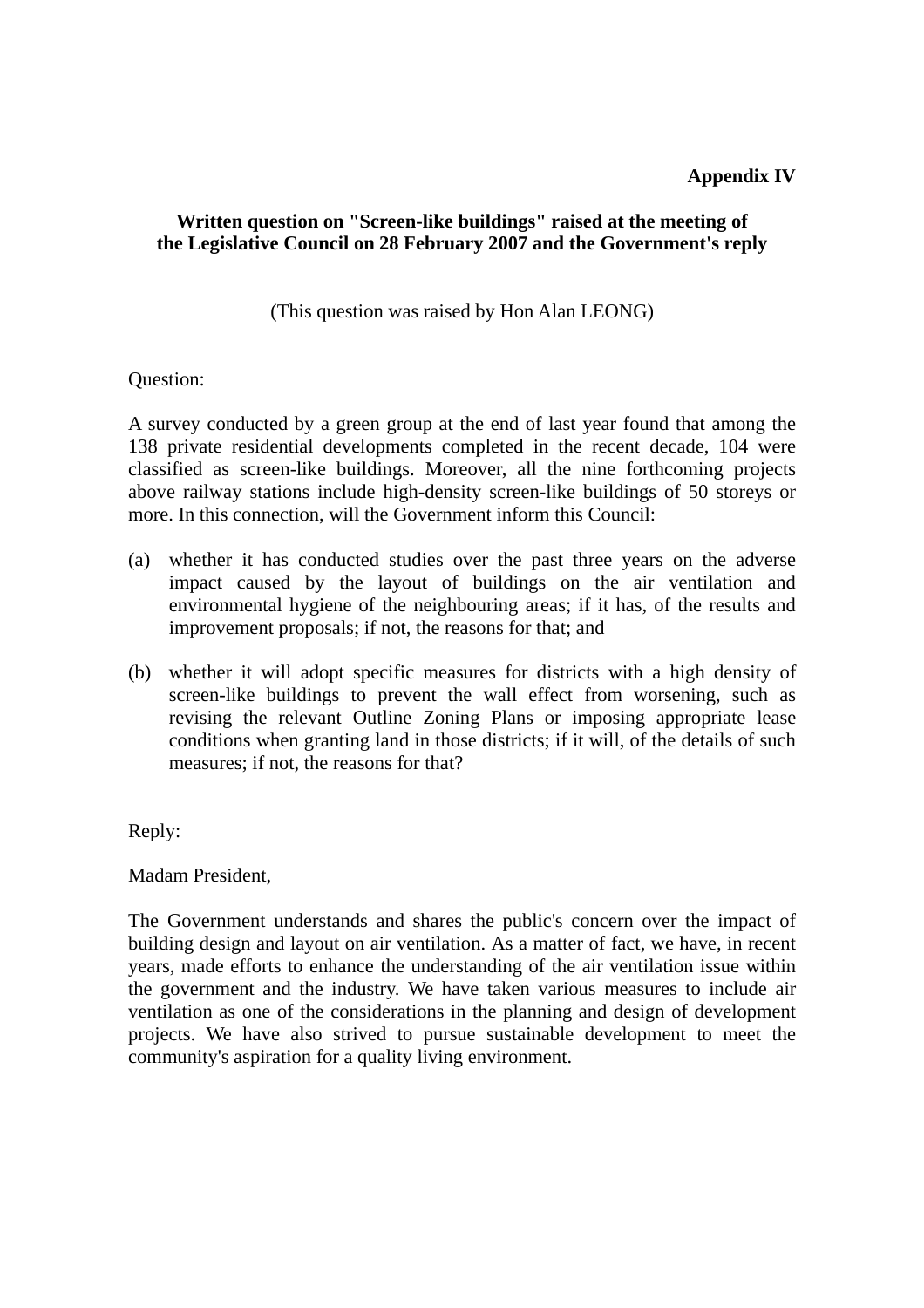**Appendix IV**

**Written question on "Screen-like buildings" raised at the meeting of the Legislative Council on 28 February 2007 and the Government's reply**

(This question was raised by Hon Alan LEONG)

Question:

A survey conducted by a green group at the end of last year found that among the 138 private residential developments completed in the recent decade, 104 were classified as screen-like buildings. Moreover, all the nine forthcoming projects above railway stations include high-density screen-like buildings of 50 storeys or more. In this connection, will the Government inform this Council:

(a) whether it has conducted studies over the past three years on the adverse impact caused by the layout of buildings on the air ventilation and environmental hygiene of the neighbouring areas; if it has, of the results and improvement proposals; if not, the reasons for that; and

(b) whether it will adopt specific measures for districts with a high density of screen-like buildings to prevent the wall effect from worsening, such as revising the relevant Outline Zoning Plans or imposing appropriate lease conditions when granting land in those districts; if it will, of the details of such measures; if not, the reasons for that?

Reply:

Madam President,

The Government understands and shares the public's concern over the impact of building design and layout on air ventilation. As a matter of fact, we have, in recent years, made efforts to enhance the understanding of the air ventilation issue within the government and the industry. We have taken various measures to include air ventilation as one of the considerations in the planning and design of development projects. We have also strived to pursue sustainable development to meet the community's aspiration for a quality living environment.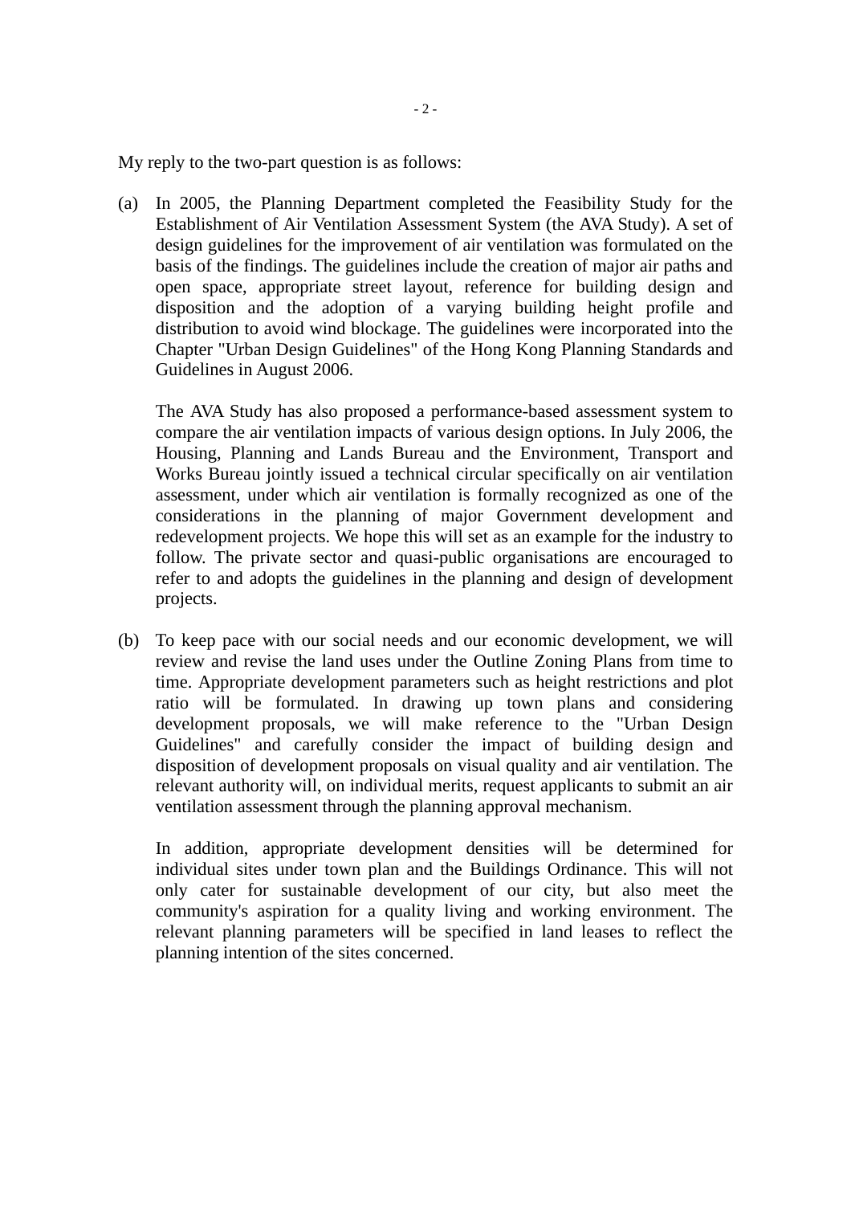My reply to the two-part question is as follows:

(a) In 2005, the Planning Department completed the Feasibility Study for the Establishment of Air Ventilation Assessment System (the AVA Study). A set of design guidelines for the improvement of air ventilation was formulated on the basis of the findings. The guidelines include the creation of major air paths and open space, appropriate street layout, reference for building design and disposition and the adoption of a varying building height profile and distribution to avoid wind blockage. The guidelines were incorporated into the Chapter "Urban Design Guidelines" of the Hong Kong Planning Standards and Guidelines in August 2006.

    The AVA Study has also proposed a performance-based assessment system to compare the air ventilation impacts of various design options. In July 2006, the Housing, Planning and Lands Bureau and the Environment, Transport and Works Bureau jointly issued a technical circular specifically on air ventilation assessment, under which air ventilation is formally recognized as one of the considerations in the planning of major Government development and redevelopment projects. We hope this will set as an example for the industry to follow. The private sector and quasi-public organisations are encouraged to refer to and adopts the guidelines in the planning and design of development projects.

(b) To keep pace with our social needs and our economic development, we will review and revise the land uses under the Outline Zoning Plans from time to time. Appropriate development parameters such as height restrictions and plot ratio will be formulated. In drawing up town plans and considering development proposals, we will make reference to the "Urban Design Guidelines" and carefully consider the impact of building design and disposition of development proposals on visual quality and air ventilation. The relevant authority will, on individual merits, request applicants to submit an air ventilation assessment through the planning approval mechanism.

    In addition, appropriate development densities will be determined for individual sites under town plan and the Buildings Ordinance. This will not only cater for sustainable development of our city, but also meet the community's aspiration for a quality living and working environment. The relevant planning parameters will be specified in land leases to reflect the planning intention of the sites concerned.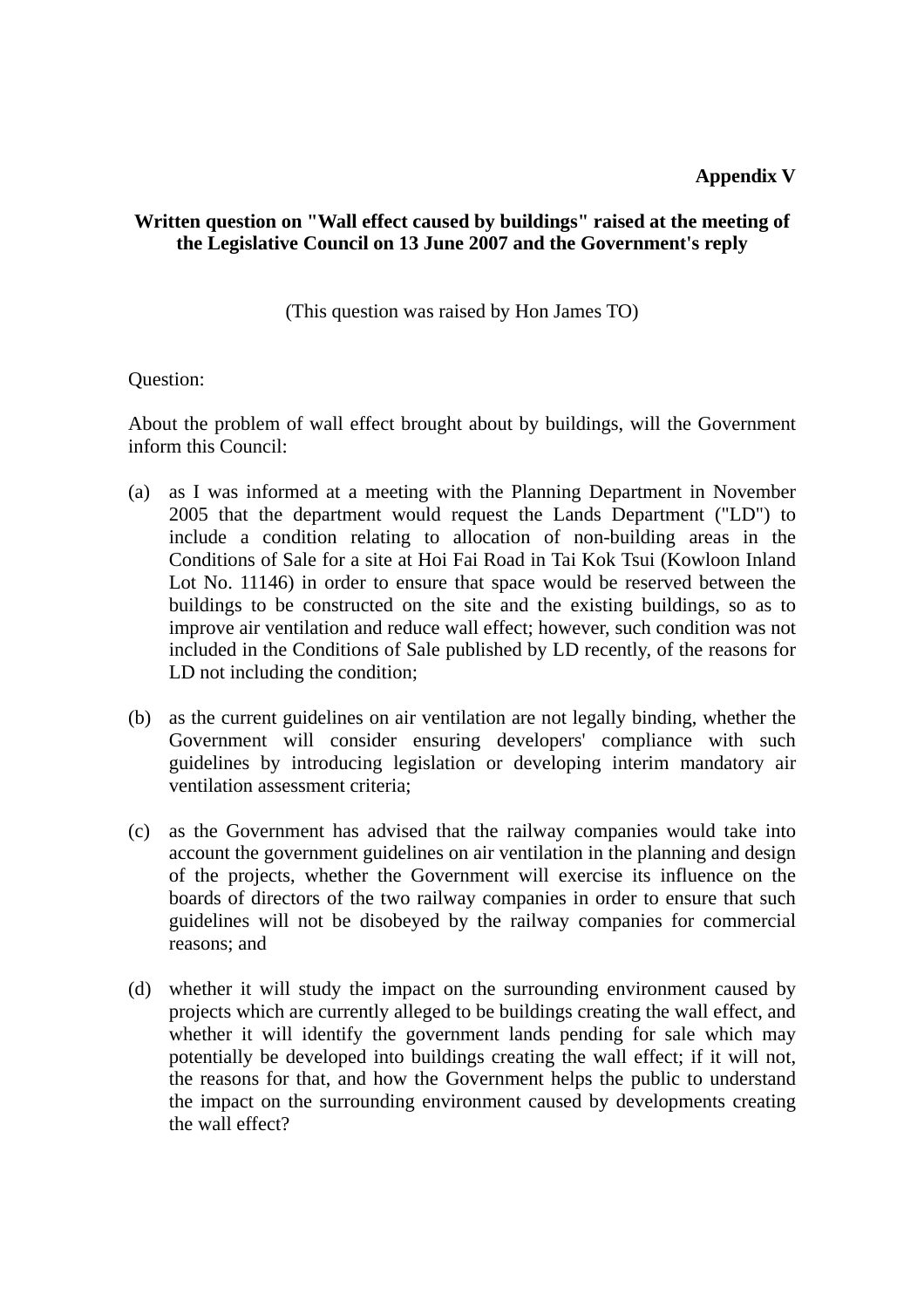**Appendix V**

**Written question on "Wall effect caused by buildings" raised at the meeting of the Legislative Council on 13 June 2007 and the Government's reply**

(This question was raised by Hon James TO)

Question:

About the problem of wall effect brought about by buildings, will the Government inform this Council:

(a) as I was informed at a meeting with the Planning Department in November 2005 that the department would request the Lands Department ("LD") to include a condition relating to allocation of non-building areas in the Conditions of Sale for a site at Hoi Fai Road in Tai Kok Tsui (Kowloon Inland Lot No. 11146) in order to ensure that space would be reserved between the buildings to be constructed on the site and the existing buildings, so as to improve air ventilation and reduce wall effect; however, such condition was not included in the Conditions of Sale published by LD recently, of the reasons for LD not including the condition;

(b) as the current guidelines on air ventilation are not legally binding, whether the Government will consider ensuring developers' compliance with such guidelines by introducing legislation or developing interim mandatory air ventilation assessment criteria;

(c) as the Government has advised that the railway companies would take into account the government guidelines on air ventilation in the planning and design of the projects, whether the Government will exercise its influence on the boards of directors of the two railway companies in order to ensure that such guidelines will not be disobeyed by the railway companies for commercial reasons; and

(d) whether it will study the impact on the surrounding environment caused by projects which are currently alleged to be buildings creating the wall effect, and whether it will identify the government lands pending for sale which may potentially be developed into buildings creating the wall effect; if it will not, the reasons for that, and how the Government helps the public to understand the impact on the surrounding environment caused by developments creating the wall effect?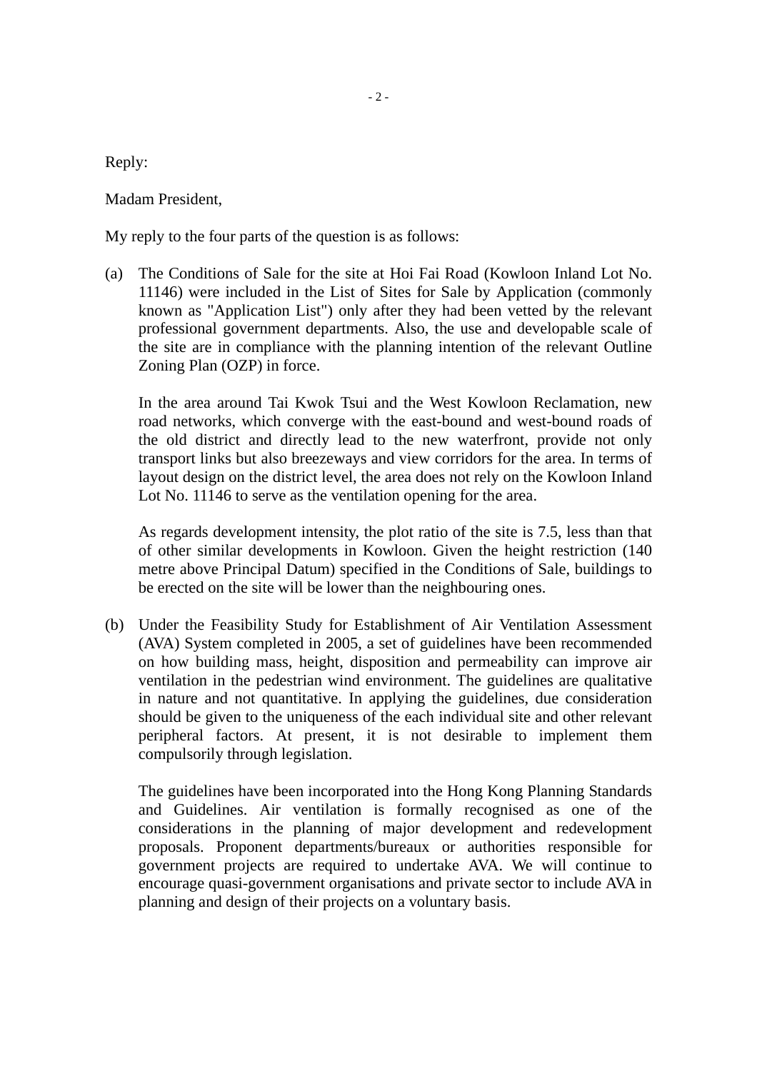Reply:

Madam President,

My reply to the four parts of the question is as follows:

(a) The Conditions of Sale for the site at Hoi Fai Road (Kowloon Inland Lot No. 11146) were included in the List of Sites for Sale by Application (commonly known as "Application List") only after they had been vetted by the relevant professional government departments. Also, the use and developable scale of the site are in compliance with the planning intention of the relevant Outline Zoning Plan (OZP) in force.

    In the area around Tai Kwok Tsui and the West Kowloon Reclamation, new road networks, which converge with the east-bound and west-bound roads of the old district and directly lead to the new waterfront, provide not only transport links but also breezeways and view corridors for the area. In terms of layout design on the district level, the area does not rely on the Kowloon Inland Lot No. 11146 to serve as the ventilation opening for the area.

    As regards development intensity, the plot ratio of the site is 7.5, less than that of other similar developments in Kowloon. Given the height restriction (140 metre above Principal Datum) specified in the Conditions of Sale, buildings to be erected on the site will be lower than the neighbouring ones.

(b) Under the Feasibility Study for Establishment of Air Ventilation Assessment (AVA) System completed in 2005, a set of guidelines have been recommended on how building mass, height, disposition and permeability can improve air ventilation in the pedestrian wind environment. The guidelines are qualitative in nature and not quantitative. In applying the guidelines, due consideration should be given to the uniqueness of the each individual site and other relevant peripheral factors. At present, it is not desirable to implement them compulsorily through legislation.

    The guidelines have been incorporated into the Hong Kong Planning Standards and Guidelines. Air ventilation is formally recognised as one of the considerations in the planning of major development and redevelopment proposals. Proponent departments/bureaux or authorities responsible for government projects are required to undertake AVA. We will continue to encourage quasi-government organisations and private sector to include AVA in planning and design of their projects on a voluntary basis.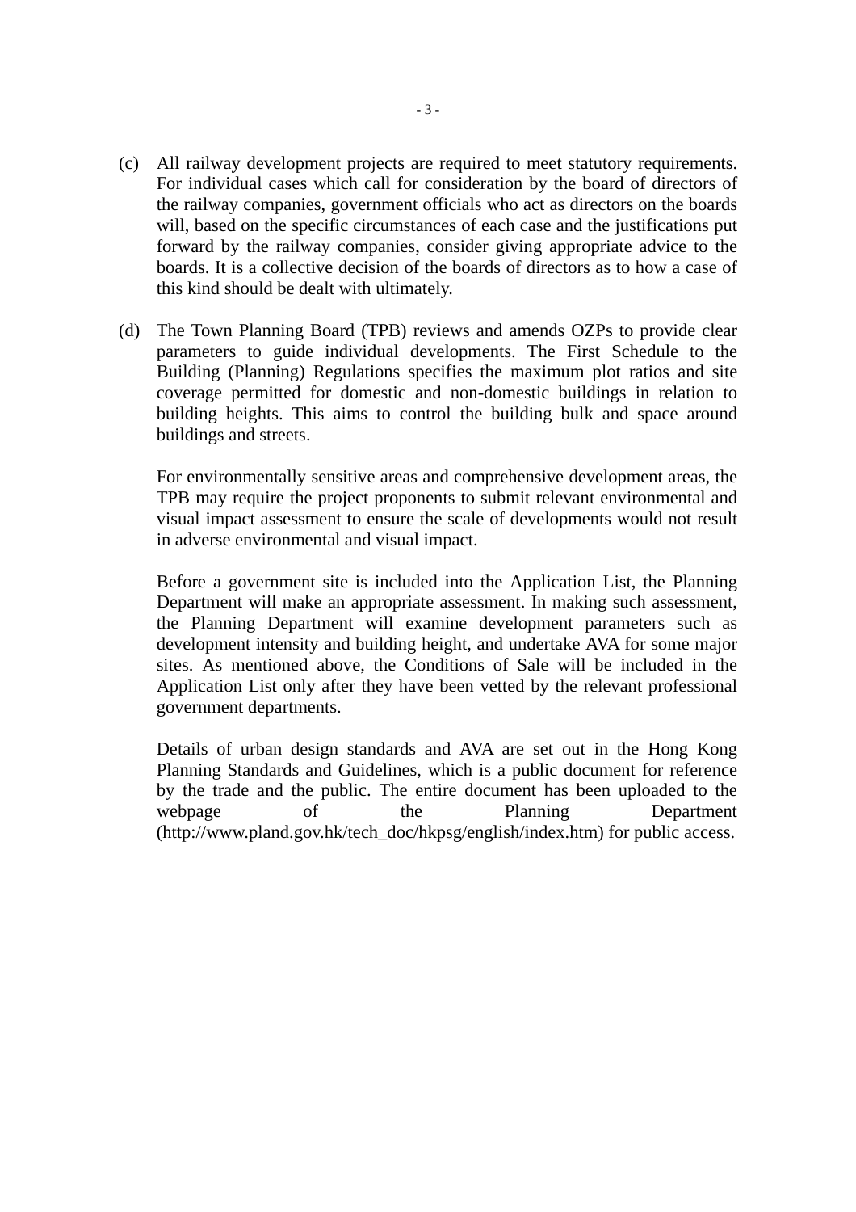(c) All railway development projects are required to meet statutory requirements. For individual cases which call for consideration by the board of directors of the railway companies, government officials who act as directors on the boards will, based on the specific circumstances of each case and the justifications put forward by the railway companies, consider giving appropriate advice to the boards. It is a collective decision of the boards of directors as to how a case of this kind should be dealt with ultimately.

(d) The Town Planning Board (TPB) reviews and amends OZPs to provide clear parameters to guide individual developments. The First Schedule to the Building (Planning) Regulations specifies the maximum plot ratios and site coverage permitted for domestic and non-domestic buildings in relation to building heights. This aims to control the building bulk and space around buildings and streets.

For environmentally sensitive areas and comprehensive development areas, the TPB may require the project proponents to submit relevant environmental and visual impact assessment to ensure the scale of developments would not result in adverse environmental and visual impact.

Before a government site is included into the Application List, the Planning Department will make an appropriate assessment. In making such assessment, the Planning Department will examine development parameters such as development intensity and building height, and undertake AVA for some major sites. As mentioned above, the Conditions of Sale will be included in the Application List only after they have been vetted by the relevant professional government departments.

Details of urban design standards and AVA are set out in the Hong Kong Planning Standards and Guidelines, which is a public document for reference by the trade and the public. The entire document has been uploaded to the webpage of the Planning Department (http://www.pland.gov.hk/tech_doc/hkpsg/english/index.htm) for public access.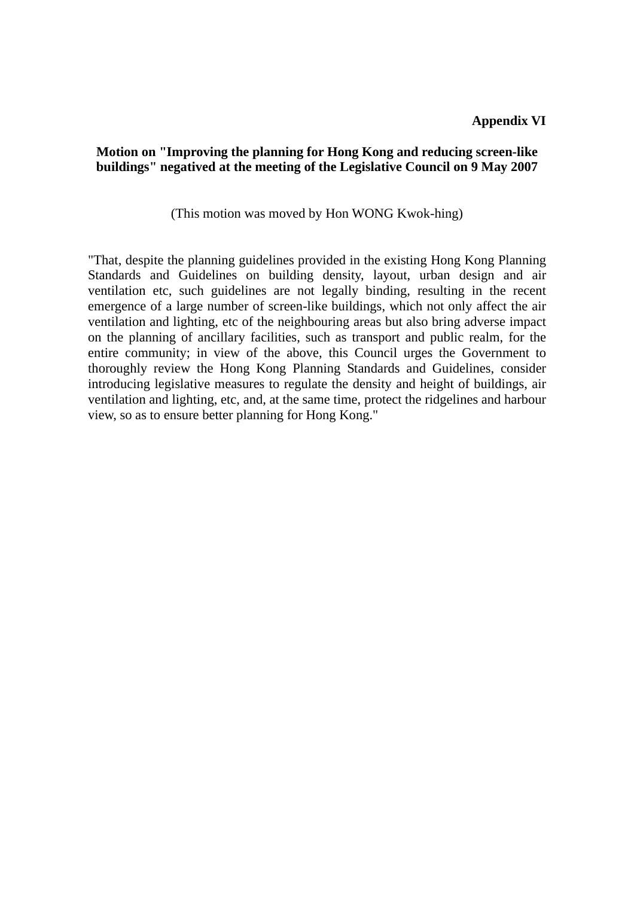**Appendix VI**

**Motion on "Improving the planning for Hong Kong and reducing screen-like buildings" negatived at the meeting of the Legislative Council on 9 May 2007**

(This motion was moved by Hon WONG Kwok-hing)

"That, despite the planning guidelines provided in the existing Hong Kong Planning Standards and Guidelines on building density, layout, urban design and air ventilation etc, such guidelines are not legally binding, resulting in the recent emergence of a large number of screen-like buildings, which not only affect the air ventilation and lighting, etc of the neighbouring areas but also bring adverse impact on the planning of ancillary facilities, such as transport and public realm, for the entire community; in view of the above, this Council urges the Government to thoroughly review the Hong Kong Planning Standards and Guidelines, consider introducing legislative measures to regulate the density and height of buildings, air ventilation and lighting, etc, and, at the same time, protect the ridgelines and harbour view, so as to ensure better planning for Hong Kong."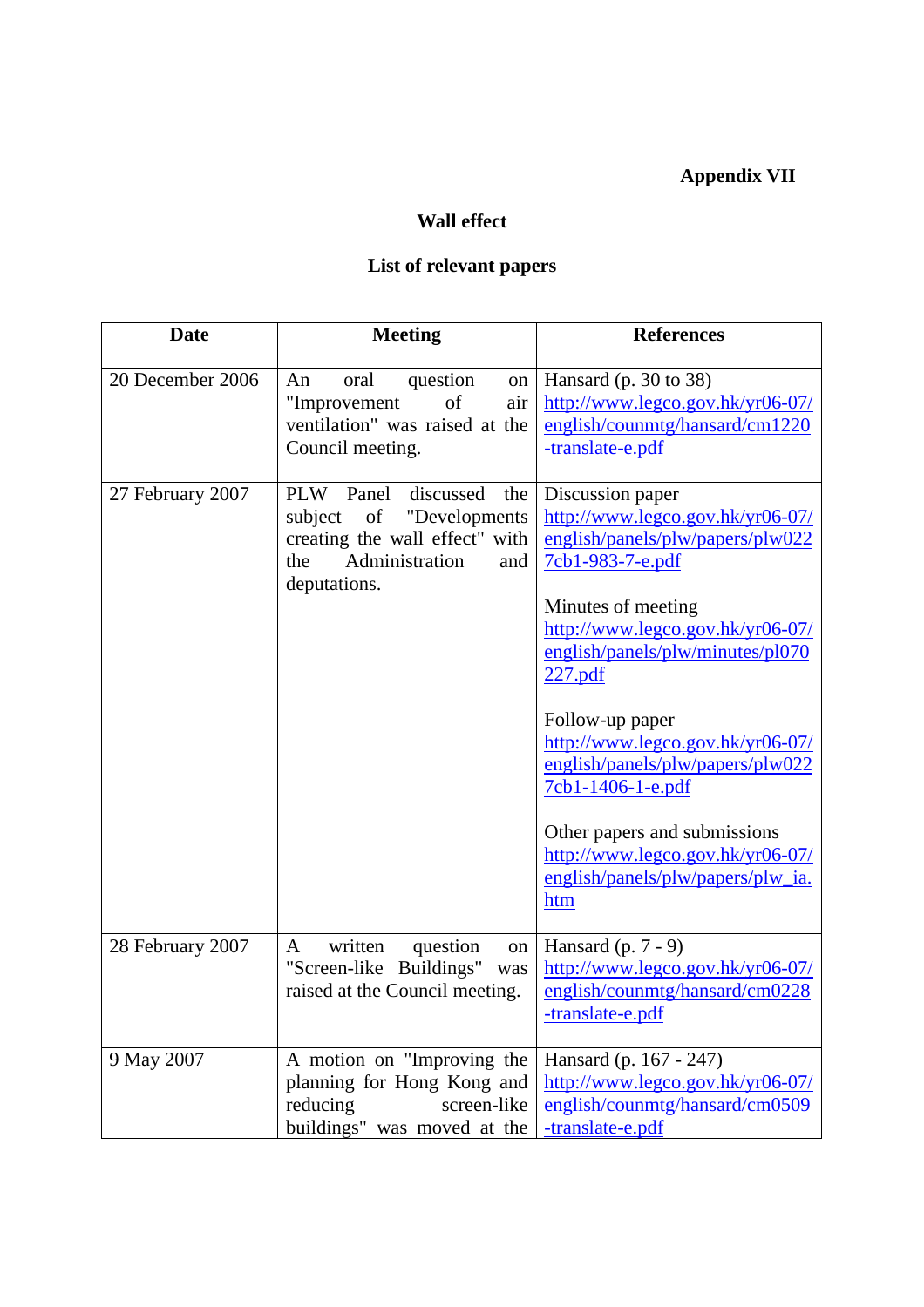**Appendix VII**

**Wall effect**

**List of relevant papers**

| Date | Meeting | References |
|---|---|---|
| 20 December 2006 | An oral question on "Improvement of air ventilation" was raised at the Council meeting. | Hansard (p. 30 to 38)<br>http://www.legco.gov.hk/yr06-07/english/counmtg/hansard/cm1220-translate-e.pdf |
| 27 February 2007 | PLW Panel discussed the subject of "Developments creating the wall effect" with the Administration and deputations. | Discussion paper<br>http://www.legco.gov.hk/yr06-07/english/panels/plw/papers/plw0227cb1-983-7-e.pdf<br><br>Minutes of meeting<br>http://www.legco.gov.hk/yr06-07/english/panels/plw/minutes/pl070227.pdf<br><br>Follow-up paper<br>http://www.legco.gov.hk/yr06-07/english/panels/plw/papers/plw0227cb1-1406-1-e.pdf<br><br>Other papers and submissions<br>http://www.legco.gov.hk/yr06-07/english/panels/plw/papers/plw_ia.htm |
| 28 February 2007 | A written question on "Screen-like Buildings" was raised at the Council meeting. | Hansard (p. 7 - 9)<br>http://www.legco.gov.hk/yr06-07/english/counmtg/hansard/cm0228-translate-e.pdf |
| 9 May 2007 | A motion on "Improving the planning for Hong Kong and reducing screen-like buildings" was moved at the | Hansard (p. 167 - 247)<br>http://www.legco.gov.hk/yr06-07/english/counmtg/hansard/cm0509-translate-e.pdf |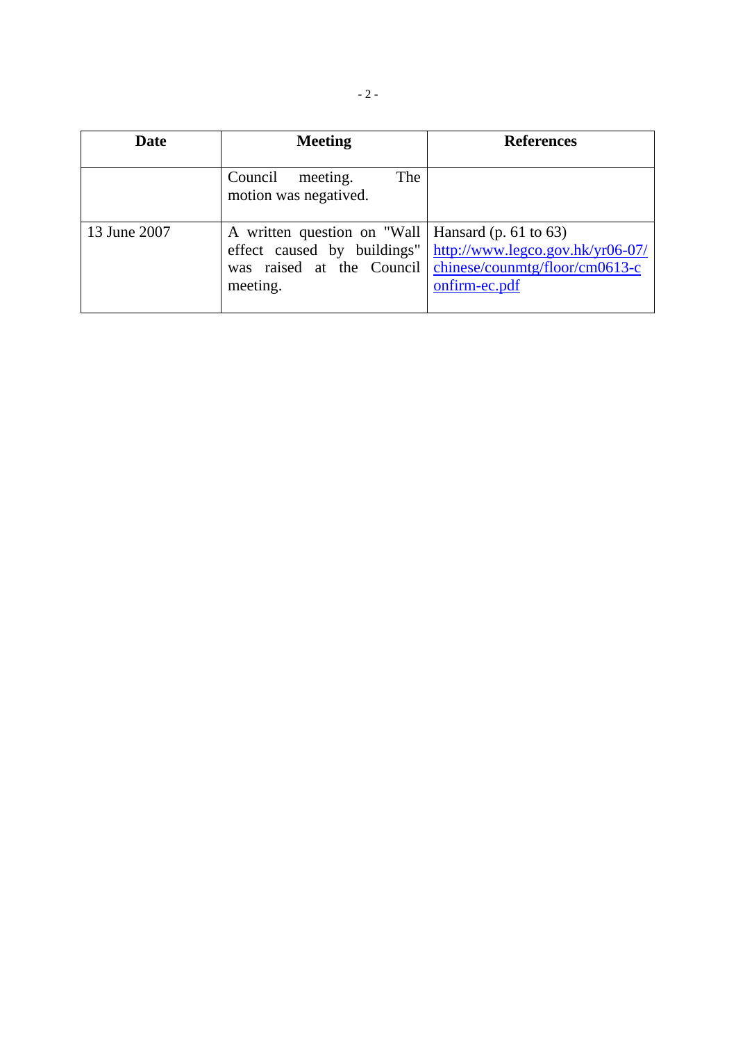| Date | Meeting | References |
|---|---|---|
| | Council meeting. The motion was negatived. | |
| 13 June 2007 | A written question on "Wall effect caused by buildings" was raised at the Council meeting. | Hansard (p. 61 to 63) http://www.legco.gov.hk/yr06-07/chinese/counmtg/floor/cm0613-confirm-ec.pdf |